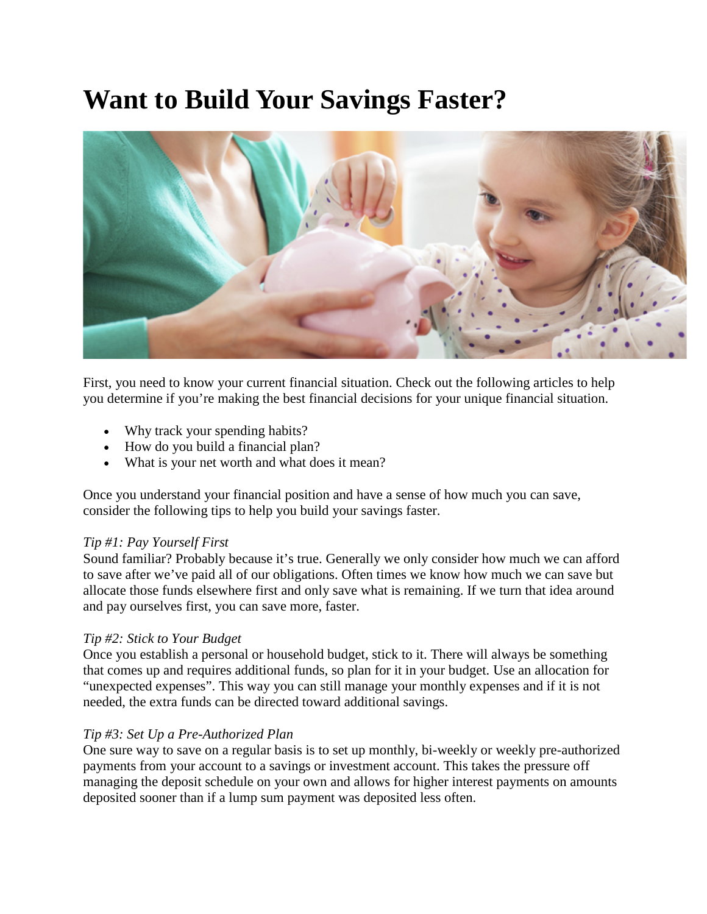# Want to Build Your Savings Faster?

First, you need to know your current financial situation. Check out the following articles to help you determine if you're making the best financial decisions for your unique financial situation.

- Why track your spending habits?
- How do you build a financial plan?
- What is your net worth and what does it mean?

Once you understand your financial position and have a sense of how much you can save, consider the following tips to help you build your savings faster.

*Tip #1: Pay Yourself First*
Sound familiar? Probably because it's true. Generally we only consider how much we can afford to save after we've paid all of our obligations. Often times we know how much we can save but allocate those funds elsewhere first and only save what is remaining. If we turn that idea around and pay ourselves first, you can save more, faster.

*Tip #2: Stick to Your Budget*
Once you establish a personal or household budget, stick to it. There will always be something that comes up and requires additional funds, so plan for it in your budget. Use an allocation for "unexpected expenses". This way you can still manage your monthly expenses and if it is not needed, the extra funds can be directed toward additional savings.

*Tip #3: Set Up a Pre-Authorized Plan*
One sure way to save on a regular basis is to set up monthly, bi-weekly or weekly pre-authorized payments from your account to a savings or investment account. This takes the pressure off managing the deposit schedule on your own and allows for higher interest payments on amounts deposited sooner than if a lump sum payment was deposited less often.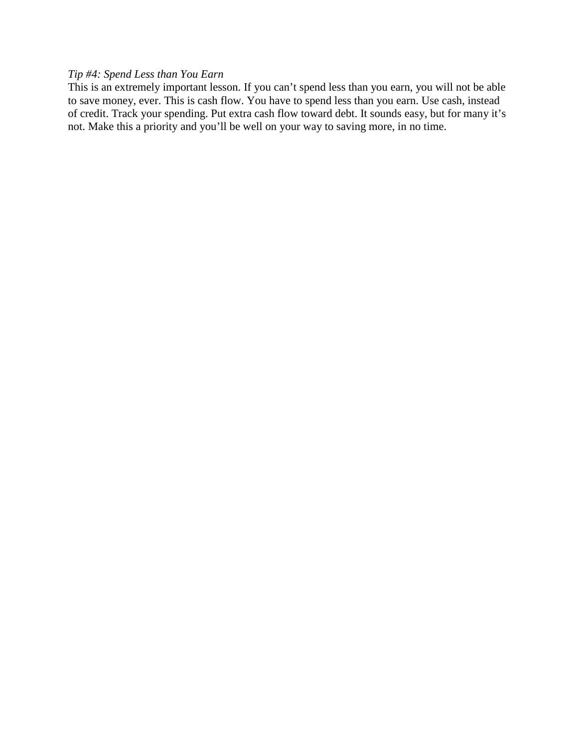*Tip #4: Spend Less than You Earn*

This is an extremely important lesson. If you can't spend less than you earn, you will not be able to save money, ever. This is cash flow. You have to spend less than you earn. Use cash, instead of credit. Track your spending. Put extra cash flow toward debt. It sounds easy, but for many it's not. Make this a priority and you'll be well on your way to saving more, in no time.